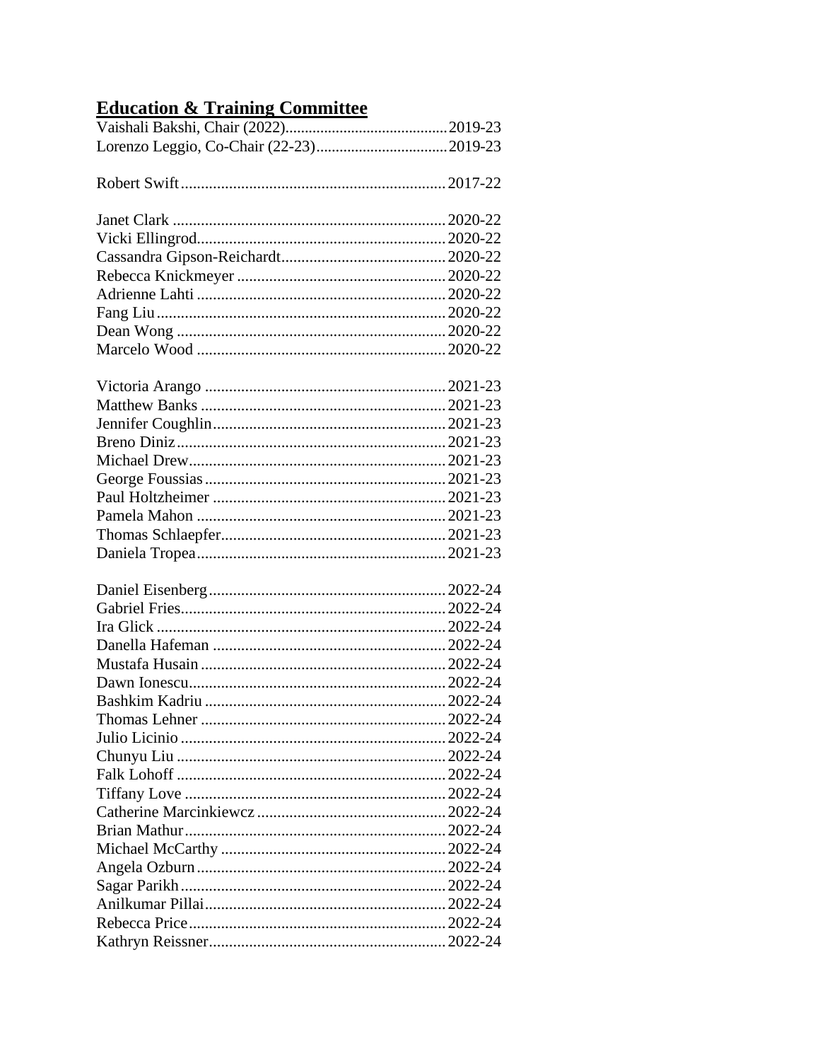## Education & Training Committee

Vaishali Bakshi, Chair (2022).........................................2019-23
Lorenzo Leggio, Co-Chair (22-23).................................2019-23

Robert Swift.................................................................2017-22

Janet Clark ...................................................................2020-22
Vicki Ellingrod.............................................................2020-22
Cassandra Gipson-Reichardt.........................................2020-22
Rebecca Knickmeyer ...................................................2020-22
Adrienne Lahti .............................................................2020-22
Fang Liu.......................................................................2020-22
Dean Wong ..................................................................2020-22
Marcelo Wood .............................................................2020-22

Victoria Arango ...........................................................2021-23
Matthew Banks ............................................................2021-23
Jennifer Coughlin.........................................................2021-23
Breno Diniz..................................................................2021-23
Michael Drew...............................................................2021-23
George Foussias...........................................................2021-23
Paul Holtzheimer .........................................................2021-23
Pamela Mahon .............................................................2021-23
Thomas Schlaepfer.......................................................2021-23
Daniela Tropea.............................................................2021-23

Daniel Eisenberg..........................................................2022-24
Gabriel Fries.................................................................2022-24
Ira Glick .......................................................................2022-24
Danella Hafeman .........................................................2022-24
Mustafa Husain ............................................................2022-24
Dawn Ionescu...............................................................2022-24
Bashkim Kadriu ...........................................................2022-24
Thomas Lehner ............................................................2022-24
Julio Licinio .................................................................2022-24
Chunyu Liu ..................................................................2022-24
Falk Lohoff ..................................................................2022-24
Tiffany Love ................................................................2022-24
Catherine Marcinkiewcz ..............................................2022-24
Brian Mathur................................................................2022-24
Michael McCarthy .......................................................2022-24
Angela Ozburn.............................................................2022-24
Sagar Parikh.................................................................2022-24
Anilkumar Pillai...........................................................2022-24
Rebecca Price...............................................................2022-24
Kathryn Reissner..........................................................2022-24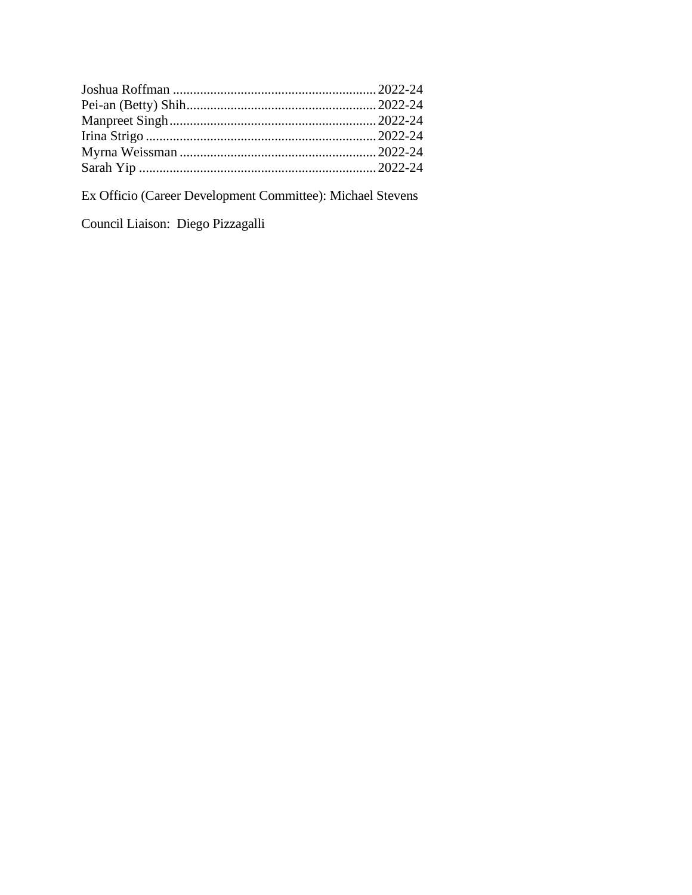Joshua Roffman ........................................................... 2022-24
Pei-an (Betty) Shih....................................................... 2022-24
Manpreet Singh............................................................ 2022-24
Irina Strigo ................................................................... 2022-24
Myrna Weissman .......................................................... 2022-24
Sarah Yip ..................................................................... 2022-24

Ex Officio (Career Development Committee): Michael Stevens

Council Liaison: Diego Pizzagalli